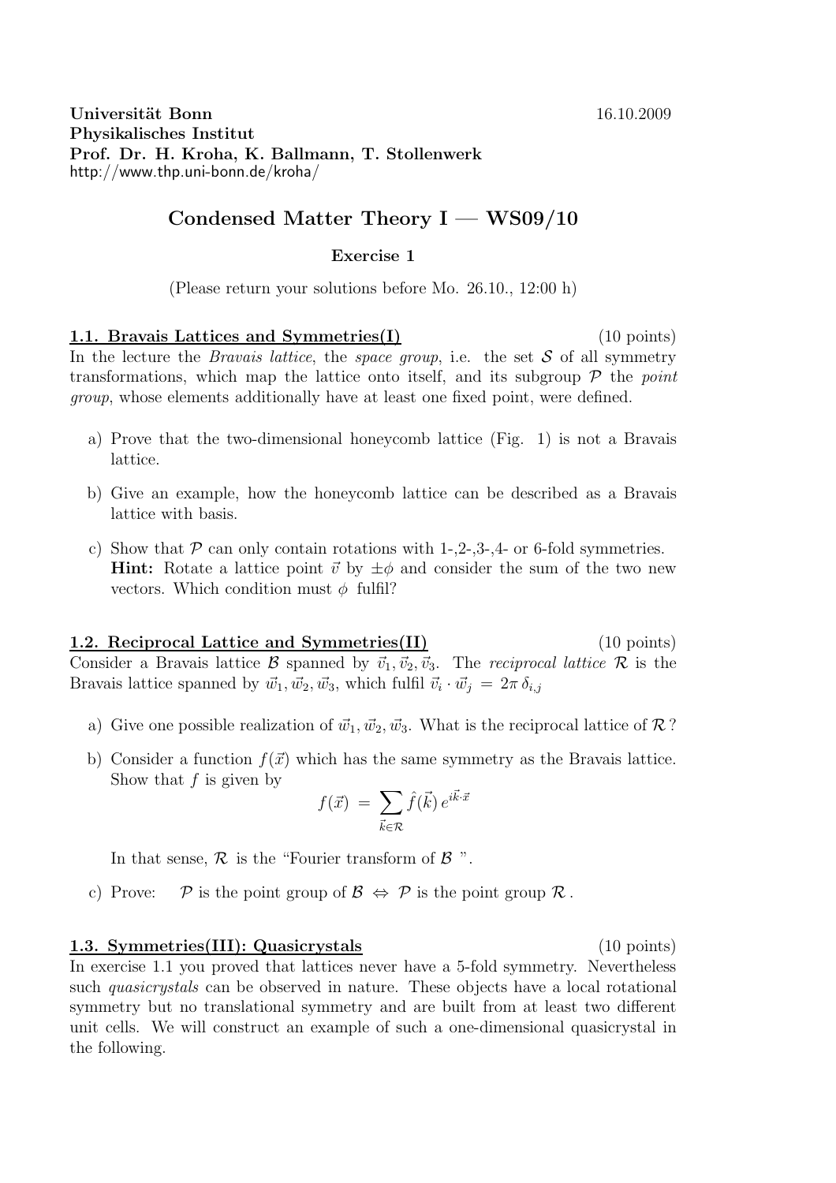**Universität Bonn** 16.10.2009
**Physikalisches Institut**
**Prof. Dr. H. Kroha, K. Ballmann, T. Stollenwerk**
http://www.thp.uni-bonn.de/kroha/

# Condensed Matter Theory I — WS09/10

**Exercise 1**

(Please return your solutions before Mo. 26.10., 12:00 h)

## 1.1. Bravais Lattices and Symmetries(I) (10 points)

In the lecture the *Bravais lattice*, the *space group*, i.e. the set $\mathcal{S}$ of all symmetry transformations, which map the lattice onto itself, and its subgroup $\mathcal{P}$ the *point group*, whose elements additionally have at least one fixed point, were defined.

a) Prove that the two-dimensional honeycomb lattice (Fig. 1) is not a Bravais lattice.

b) Give an example, how the honeycomb lattice can be described as a Bravais lattice with basis.

c) Show that $\mathcal{P}$ can only contain rotations with 1-,2-,3-,4- or 6-fold symmetries.
**Hint:** Rotate a lattice point $\vec{v}$ by $\pm\phi$ and consider the sum of the two new vectors. Which condition must $\phi$ fulfil?

## 1.2. Reciprocal Lattice and Symmetries(II) (10 points)

Consider a Bravais lattice $\mathcal{B}$ spanned by $\vec{v}_1, \vec{v}_2, \vec{v}_3$. The *reciprocal lattice* $\mathcal{R}$ is the Bravais lattice spanned by $\vec{w}_1, \vec{w}_2, \vec{w}_3$, which fulfil $\vec{v}_i \cdot \vec{w}_j = 2\pi\,\delta_{i,j}$

a) Give one possible realization of $\vec{w}_1, \vec{w}_2, \vec{w}_3$. What is the reciprocal lattice of $\mathcal{R}$?

b) Consider a function $f(\vec{x})$ which has the same symmetry as the Bravais lattice. Show that $f$ is given by

$$f(\vec{x}) = \sum_{\vec{k}\in\mathcal{R}} \hat{f}(\vec{k})\, e^{i\vec{k}\cdot\vec{x}}$$

In that sense, $\mathcal{R}$ is the "Fourier transform of $\mathcal{B}$ ".

c) Prove: $\mathcal{P}$ is the point group of $\mathcal{B} \Leftrightarrow \mathcal{P}$ is the point group $\mathcal{R}$.

## 1.3. Symmetries(III): Quasicrystals (10 points)

In exercise 1.1 you proved that lattices never have a 5-fold symmetry. Nevertheless such *quasicrystals* can be observed in nature. These objects have a local rotational symmetry but no translational symmetry and are built from at least two different unit cells. We will construct an example of such a one-dimensional quasicrystal in the following.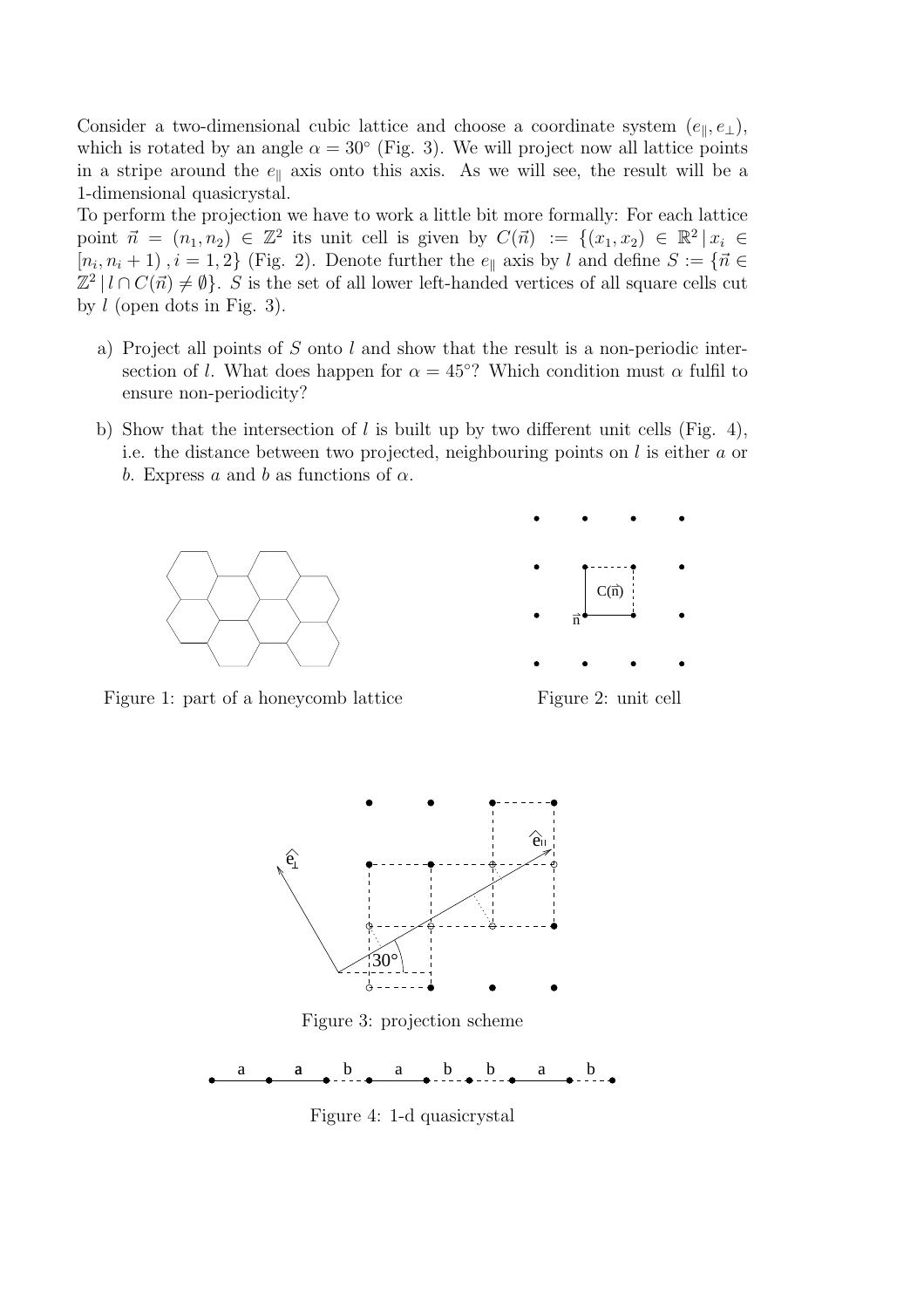Consider a two-dimensional cubic lattice and choose a coordinate system $(e_\parallel, e_\perp)$, which is rotated by an angle $\alpha = 30°$ (Fig. 3). We will project now all lattice points in a stripe around the $e_\parallel$ axis onto this axis. As we will see, the result will be a 1-dimensional quasicrystal.

To perform the projection we have to work a little bit more formally: For each lattice point $\vec{n} = (n_1, n_2) \in \mathbb{Z}^2$ its unit cell is given by $C(\vec{n}) := \{(x_1, x_2) \in \mathbb{R}^2 \,|\, x_i \in [n_i, n_i + 1)\,, i = 1, 2\}$ (Fig. 2). Denote further the $e_\parallel$ axis by $l$ and define $S := \{\vec{n} \in \mathbb{Z}^2 \,|\, l \cap C(\vec{n}) \neq \emptyset\}$. $S$ is the set of all lower left-handed vertices of all square cells cut by $l$ (open dots in Fig. 3).

a) Project all points of $S$ onto $l$ and show that the result is a non-periodic intersection of $l$. What does happen for $\alpha = 45°$? Which condition must $\alpha$ fulfil to ensure non-periodicity?

b) Show that the intersection of $l$ is built up by two different unit cells (Fig. 4), i.e. the distance between two projected, neighbouring points on $l$ is either $a$ or $b$. Express $a$ and $b$ as functions of $\alpha$.

Figure 1: part of a honeycomb lattice

C($\vec{n}$)

$\vec{n}$

Figure 2: unit cell

$\hat{e}_\perp$

$\hat{e}_\parallel$

30°

Figure 3: projection scheme

a a b a b b a b

Figure 4: 1-d quasicrystal